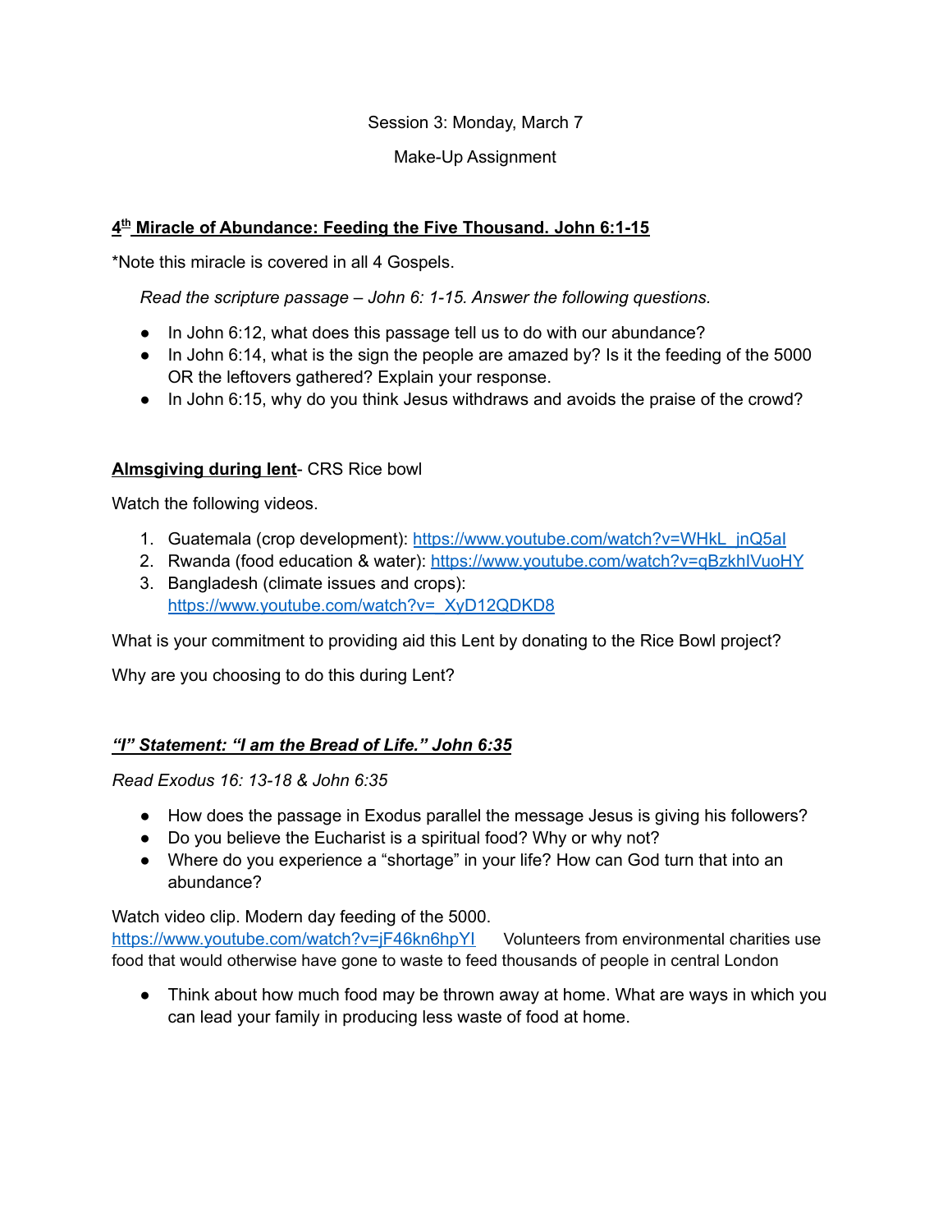Session 3: Monday, March 7

Make-Up Assignment

**4th Miracle of Abundance: Feeding the Five Thousand. John 6:1-15**

*Note this miracle is covered in all 4 Gospels.

*Read the scripture passage – John 6: 1-15. Answer the following questions.*

- In John 6:12, what does this passage tell us to do with our abundance?
- In John 6:14, what is the sign the people are amazed by? Is it the feeding of the 5000 OR the leftovers gathered? Explain your response.
- In John 6:15, why do you think Jesus withdraws and avoids the praise of the crowd?

**Almsgiving during lent**- CRS Rice bowl

Watch the following videos.

1. Guatemala (crop development): https://www.youtube.com/watch?v=WHkL_jnQ5aI
2. Rwanda (food education & water): https://www.youtube.com/watch?v=qBzkhIVuoHY
3. Bangladesh (climate issues and crops): https://www.youtube.com/watch?v=_XyD12QDKD8

What is your commitment to providing aid this Lent by donating to the Rice Bowl project?

Why are you choosing to do this during Lent?

***"I" Statement: "I am the Bread of Life." John 6:35***

*Read Exodus 16: 13-18 & John 6:35*

- How does the passage in Exodus parallel the message Jesus is giving his followers?
- Do you believe the Eucharist is a spiritual food? Why or why not?
- Where do you experience a "shortage" in your life? How can God turn that into an abundance?

Watch video clip. Modern day feeding of the 5000.
https://www.youtube.com/watch?v=jF46kn6hpYI Volunteers from environmental charities use food that would otherwise have gone to waste to feed thousands of people in central London

- Think about how much food may be thrown away at home. What are ways in which you can lead your family in producing less waste of food at home.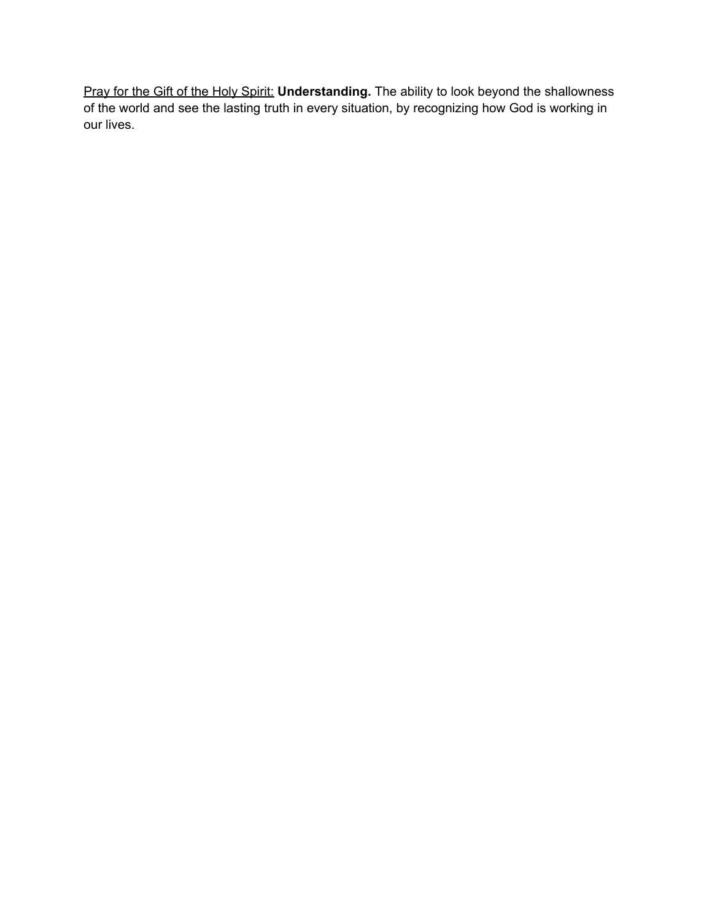<u>Pray for the Gift of the Holy Spirit:</u> **Understanding.** The ability to look beyond the shallowness of the world and see the lasting truth in every situation, by recognizing how God is working in our lives.